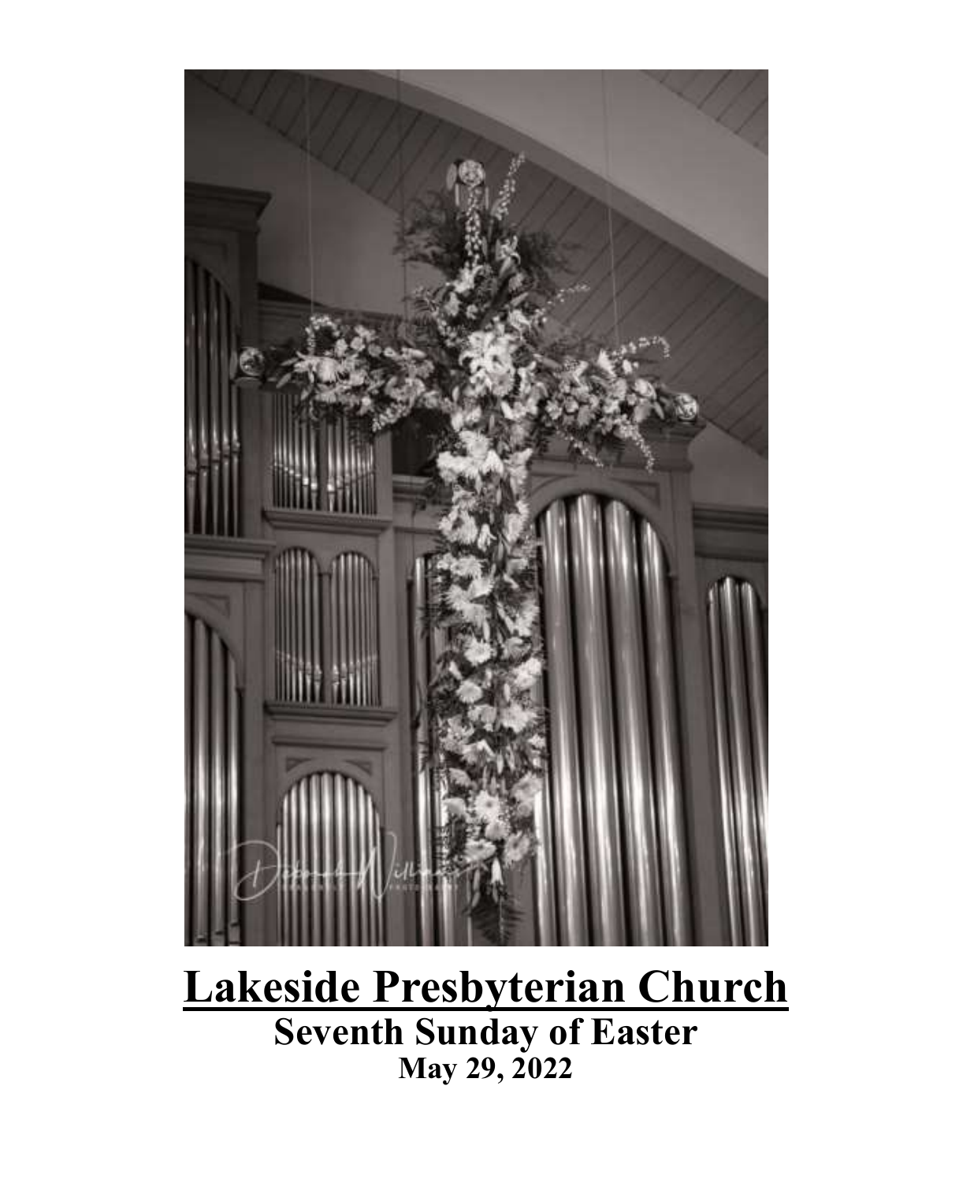# Lakeside Presbyterian Church

## Seventh Sunday of Easter

### May 29, 2022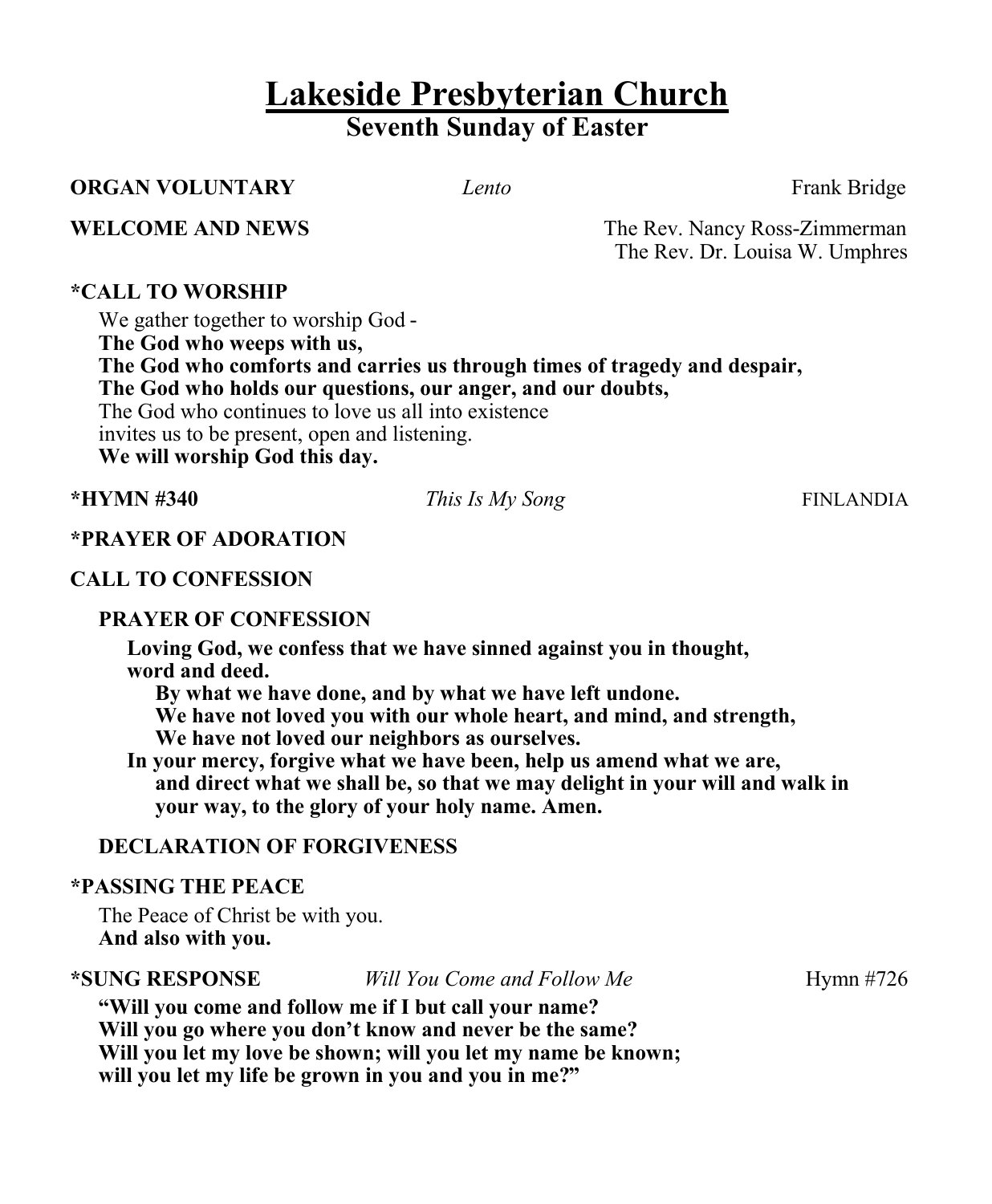# Lakeside Presbyterian Church

## Seventh Sunday of Easter

**ORGAN VOLUNTARY** *Lento* Frank Bridge

**WELCOME AND NEWS** The Rev. Nancy Ross-Zimmerman
The Rev. Dr. Louisa W. Umphres

**\*CALL TO WORSHIP**

We gather together to worship God -
**The God who weeps with us,**
**The God who comforts and carries us through times of tragedy and despair,**
**The God who holds our questions, our anger, and our doubts,**
The God who continues to love us all into existence
invites us to be present, open and listening.
**We will worship God this day.**

**\*HYMN #340** *This Is My Song* FINLANDIA

**\*PRAYER OF ADORATION**

**CALL TO CONFESSION**

**PRAYER OF CONFESSION**

**Loving God, we confess that we have sinned against you in thought, word and deed.**
**By what we have done, and by what we have left undone.**
**We have not loved you with our whole heart, and mind, and strength,**
**We have not loved our neighbors as ourselves.**
**In your mercy, forgive what we have been, help us amend what we are, and direct what we shall be, so that we may delight in your will and walk in your way, to the glory of your holy name. Amen.**

**DECLARATION OF FORGIVENESS**

**\*PASSING THE PEACE**

The Peace of Christ be with you.
**And also with you.**

**\*SUNG RESPONSE** *Will You Come and Follow Me* Hymn #726

**"Will you come and follow me if I but call your name?**
**Will you go where you don't know and never be the same?**
**Will you let my love be shown; will you let my name be known;**
**will you let my life be grown in you and you in me?"**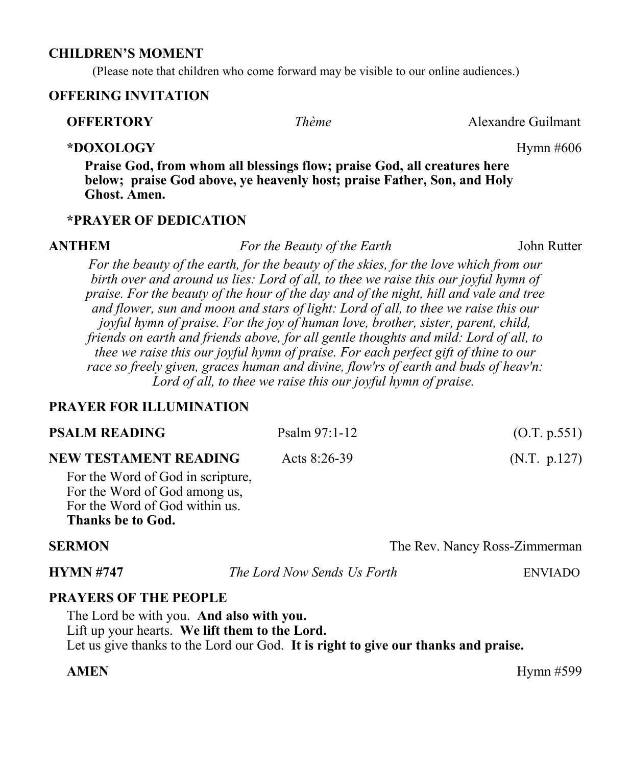**CHILDREN'S MOMENT**

(Please note that children who come forward may be visible to our online audiences.)

**OFFERING INVITATION**

**OFFERTORY** *Thème* Alexandre Guilmant

**\*DOXOLOGY** Hymn #606

**Praise God, from whom all blessings flow; praise God, all creatures here below; praise God above, ye heavenly host; praise Father, Son, and Holy Ghost. Amen.**

**\*PRAYER OF DEDICATION**

**ANTHEM** *For the Beauty of the Earth* John Rutter

*For the beauty of the earth, for the beauty of the skies, for the love which from our birth over and around us lies: Lord of all, to thee we raise this our joyful hymn of praise. For the beauty of the hour of the day and of the night, hill and vale and tree and flower, sun and moon and stars of light: Lord of all, to thee we raise this our joyful hymn of praise. For the joy of human love, brother, sister, parent, child, friends on earth and friends above, for all gentle thoughts and mild: Lord of all, to thee we raise this our joyful hymn of praise. For each perfect gift of thine to our race so freely given, graces human and divine, flow'rs of earth and buds of heav'n: Lord of all, to thee we raise this our joyful hymn of praise.*

**PRAYER FOR ILLUMINATION**

**PSALM READING** Psalm 97:1-12 (O.T. p.551)

**NEW TESTAMENT READING** Acts 8:26-39 (N.T. p.127)

For the Word of God in scripture,
For the Word of God among us,
For the Word of God within us.
**Thanks be to God.**

**SERMON** The Rev. Nancy Ross-Zimmerman

**HYMN #747** *The Lord Now Sends Us Forth* ENVIADO

**PRAYERS OF THE PEOPLE**

The Lord be with you. **And also with you.**
Lift up your hearts. **We lift them to the Lord.**
Let us give thanks to the Lord our God. **It is right to give our thanks and praise.**

**AMEN** Hymn #599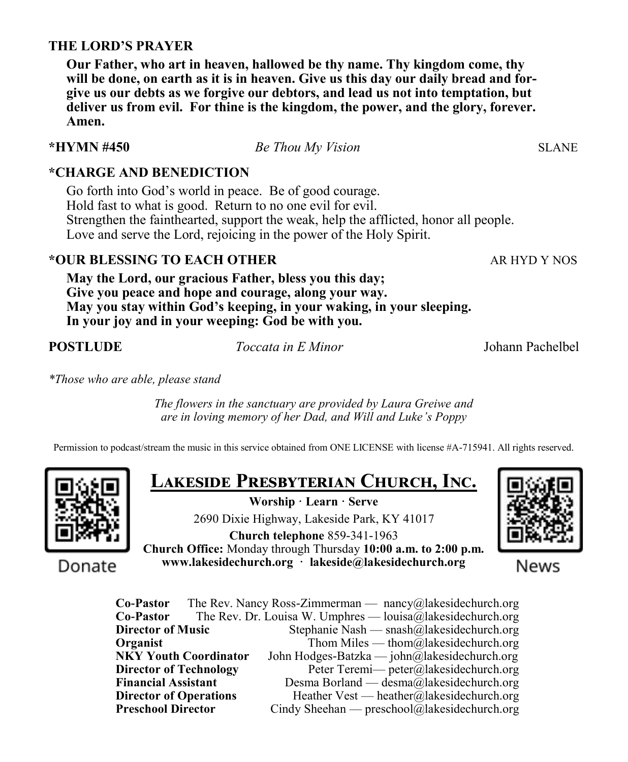**THE LORD'S PRAYER**

**Our Father, who art in heaven, hallowed be thy name. Thy kingdom come, thy will be done, on earth as it is in heaven. Give us this day our daily bread and forgive us our debts as we forgive our debtors, and lead us not into temptation, but deliver us from evil. For thine is the kingdom, the power, and the glory, forever. Amen.**

**\*HYMN #450** *Be Thou My Vision* SLANE

**\*CHARGE AND BENEDICTION**

Go forth into God's world in peace. Be of good courage.
Hold fast to what is good. Return to no one evil for evil.
Strengthen the fainthearted, support the weak, help the afflicted, honor all people.
Love and serve the Lord, rejoicing in the power of the Holy Spirit.

**\*OUR BLESSING TO EACH OTHER** AR HYD Y NOS

**May the Lord, our gracious Father, bless you this day;**
**Give you peace and hope and courage, along your way.**
**May you stay within God's keeping, in your waking, in your sleeping.**
**In your joy and in your weeping: God be with you.**

**POSTLUDE** *Toccata in E Minor* Johann Pachelbel

*\*Those who are able, please stand*

*The flowers in the sanctuary are provided by Laura Greiwe and are in loving memory of her Dad, and Will and Luke's Poppy*

Permission to podcast/stream the music in this service obtained from ONE LICENSE with license #A-715941. All rights reserved.

Donate

## LAKESIDE PRESBYTERIAN CHURCH, INC.

**Worship · Learn · Serve**

2690 Dixie Highway, Lakeside Park, KY 41017

**Church telephone** 859-341-1963

**Church Office:** Monday through Thursday **10:00 a.m. to 2:00 p.m.**

**www.lakesidechurch.org · lakeside@lakesidechurch.org**

News

| | |
|---|---|
| **Co-Pastor** | The Rev. Nancy Ross-Zimmerman — nancy@lakesidechurch.org |
| **Co-Pastor** | The Rev. Dr. Louisa W. Umphres — louisa@lakesidechurch.org |
| **Director of Music** | Stephanie Nash — snash@lakesidechurch.org |
| **Organist** | Thom Miles — thom@lakesidechurch.org |
| **NKY Youth Coordinator** | John Hodges-Batzka — john@lakesidechurch.org |
| **Director of Technology** | Peter Teremi— peter@lakesidechurch.org |
| **Financial Assistant** | Desma Borland — desma@lakesidechurch.org |
| **Director of Operations** | Heather Vest — heather@lakesidechurch.org |
| **Preschool Director** | Cindy Sheehan — preschool@lakesidechurch.org |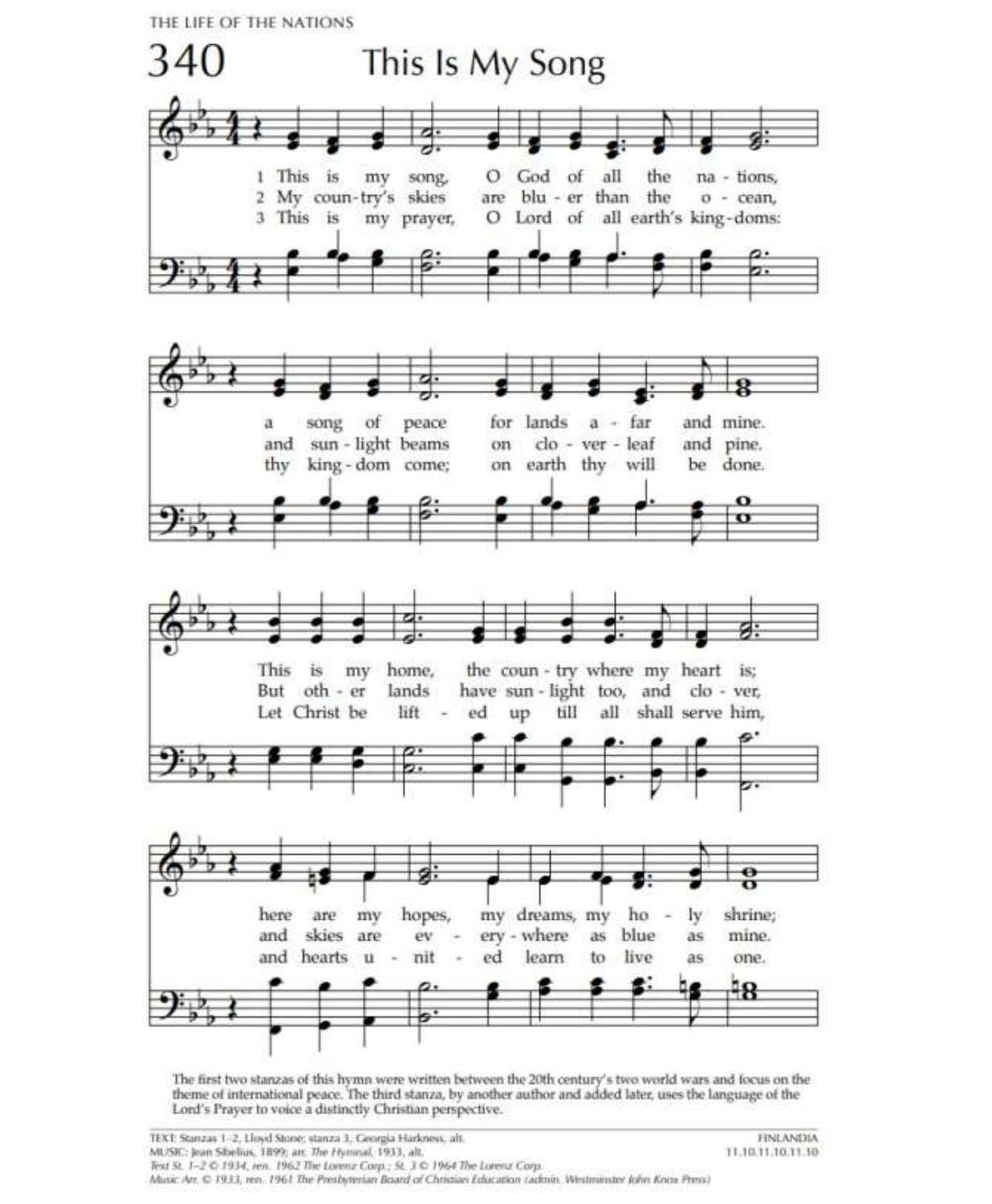# 340 This Is My Song

1 This is my song, O God of all the na - tions,
a song of peace for lands a - far and mine.
This is my home, the coun - try where my heart is;
here are my hopes, my dreams, my ho - ly shrine;

2 My coun - try's skies are blu - er than the o - cean,
and sun - light beams on clo - ver - leaf and pine.
But oth - er lands have sun - light too, and clo - ver,
and skies are ev - ery - where as blue as mine.

3 This is my prayer, O Lord of all earth's king - doms:
thy king - dom come; on earth thy will be done.
Let Christ be lift - ed up till all shall serve him,
and hearts u - nit - ed learn to live as one.

The first two stanzas of this hymn were written between the 20th century's two world wars and focus on the theme of international peace. The third stanza, by another author and added later, uses the language of the Lord's Prayer to voice a distinctly Christian perspective.

TEXT: Stanzas 1–2, Lloyd Stone; stanza 3, Georgia Harkness, alt.
MUSIC: Jean Sibelius, 1899; arr. *The Hymnal*, 1933, alt.
Text St. 1–2 © 1934, ren. 1962 The Lorenz Corp.; St. 3 © 1964 The Lorenz Corp.
Music Arr. © 1933, ren. 1961 The Presbyterian Board of Christian Education (admin. Westminster John Knox Press)

FINLANDIA
11.10.11.10.11.10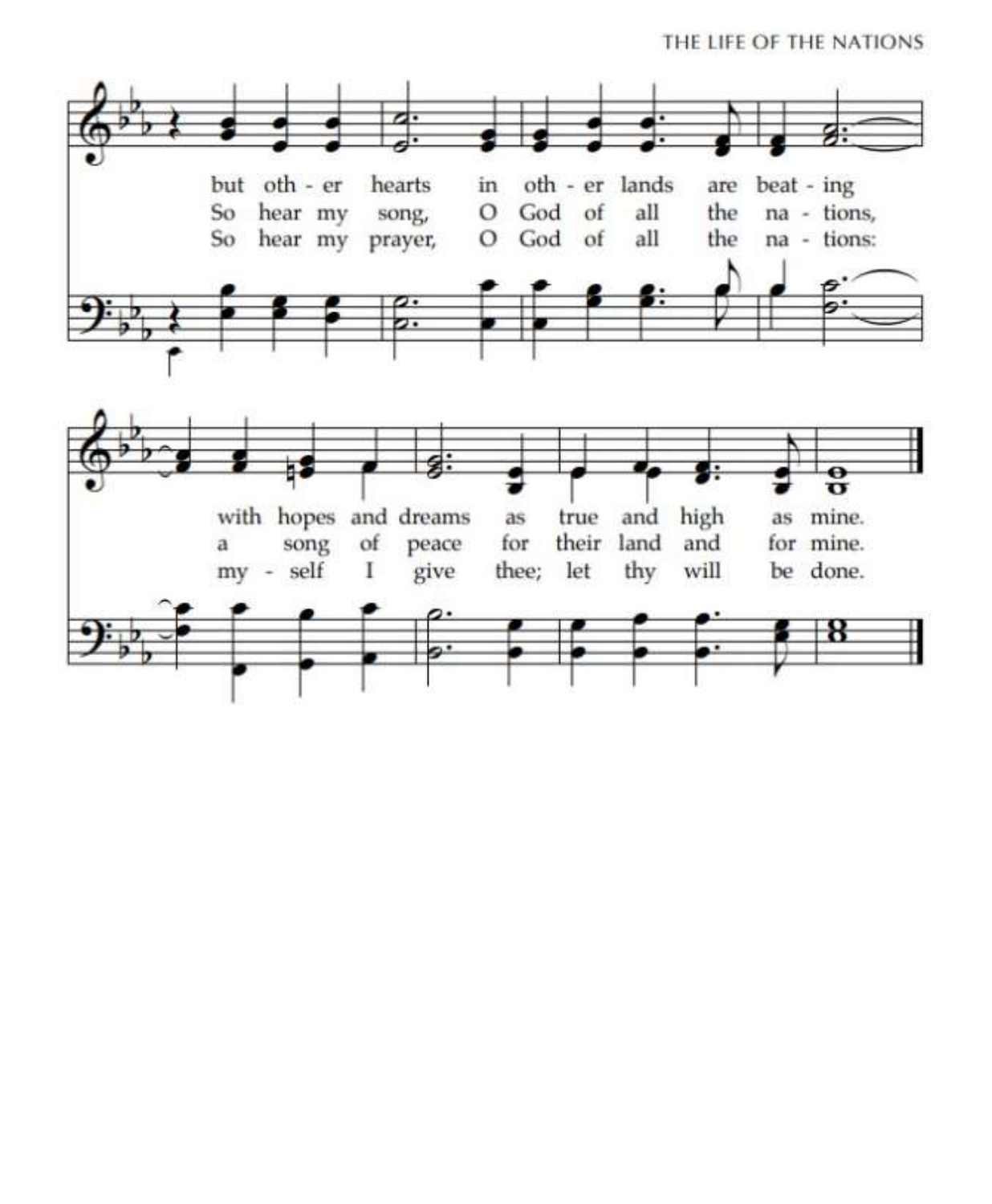but oth - er hearts in oth - er lands are beat - ing
So hear my song, O God of all the na - tions,
So hear my prayer, O God of all the na - tions:

with hopes and dreams as true and high as mine.
a song of peace for their land and for mine.
my - self I give thee; let thy will be done.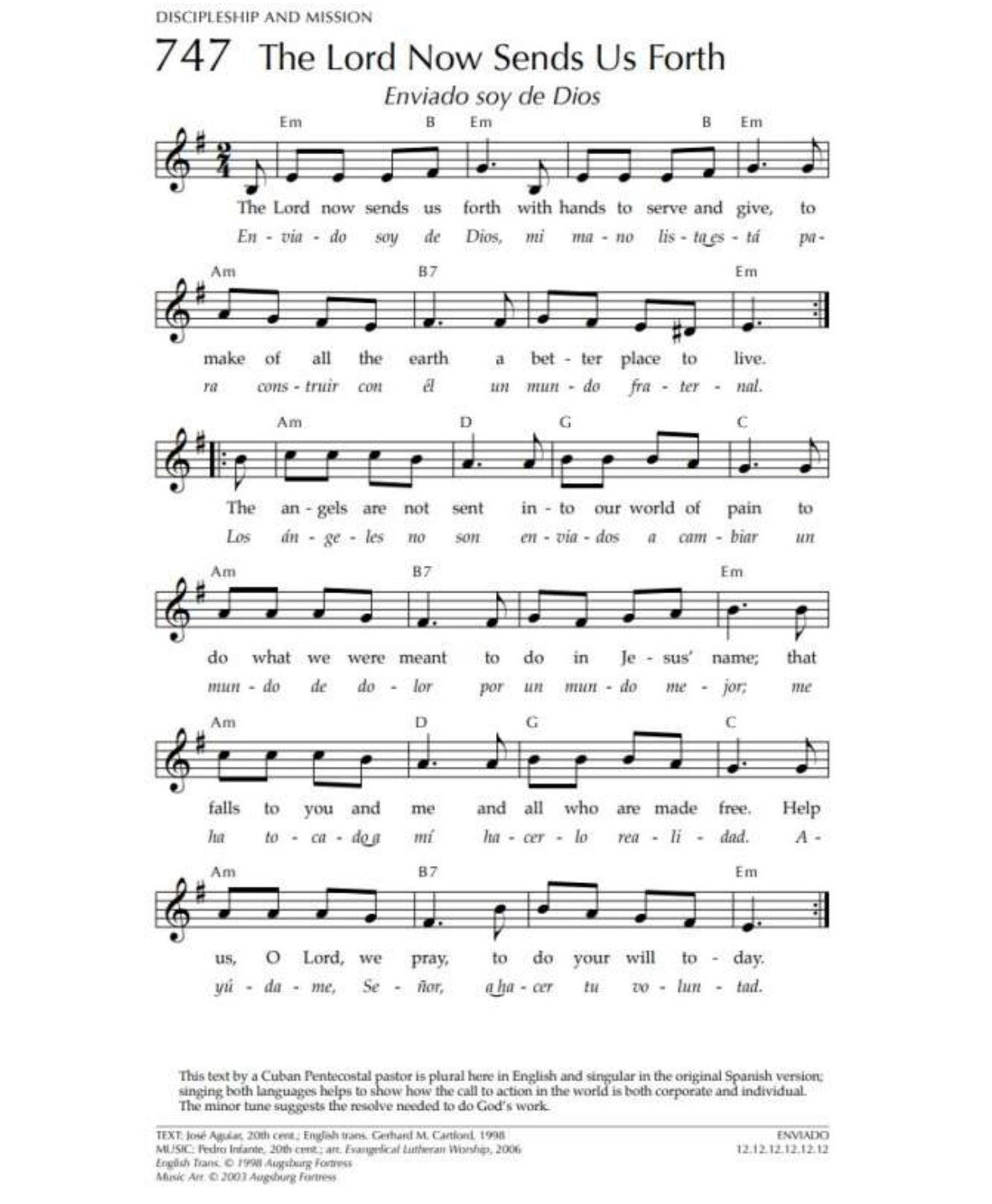DISCIPLESHIP AND MISSION

# 747 The Lord Now Sends Us Forth

*Enviado soy de Dios*

The Lord now sends us forth with hands to serve and give, to make of all the earth a better place to live.
*Enviado soy de Dios, mi mano lista está para construir con él un mundo fraternal.*

The angels are not sent into our world of pain to do what we were meant to do in Jesus' name; that falls to you and me and all who are made free. Help us, O Lord, we pray, to do your will today.
*Los ángeles no son enviados a cambiar un mundo de dolor por un mundo mejor; me ha tocado a mí hacerlo realidad. Ayúdame, Señor, a hacer tu voluntad.*

This text by a Cuban Pentecostal pastor is plural here in English and singular in the original Spanish version; singing both languages helps to show how the call to action in the world is both corporate and individual. The minor tune suggests the resolve needed to do God's work.

TEXT: José Aguiar, 20th cent.; English trans. Gerhard M. Cartford, 1998
MUSIC: Pedro Infante, 20th cent.; arr. *Evangelical Lutheran Worship*, 2006
*English Trans. © 1998 Augsburg Fortress*
*Music Arr. © 2003 Augsburg Fortress*

ENVIADO
12.12.12.12.12.12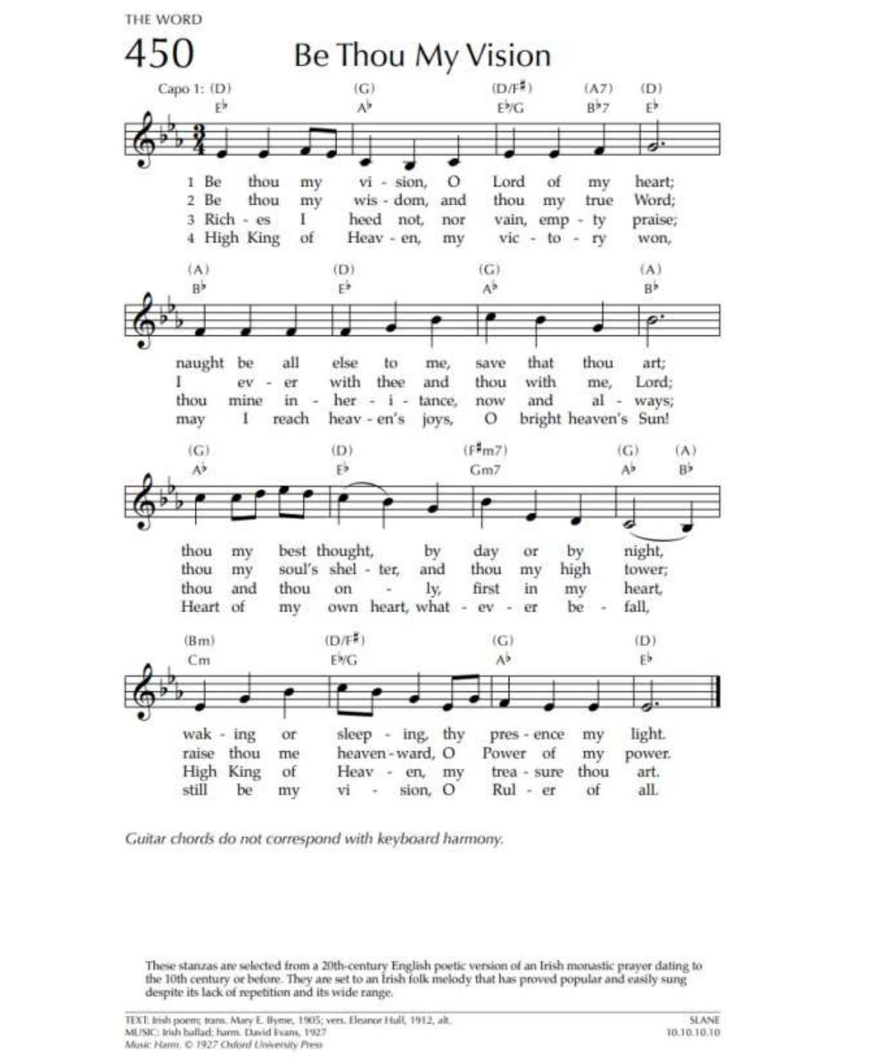THE WORD

# 450 Be Thou My Vision

1 Be thou my vision, O Lord of my heart;
naught be all else to me, save that thou art;
thou my best thought, by day or by night,
waking or sleeping, thy presence my light.

2 Be thou my wisdom, and thou my true Word;
I ever with thee and thou with me, Lord;
thou my soul's shelter, and thou my high tower;
raise thou me heavenward, O Power of my power.

3 Riches I heed not, nor vain, empty praise;
thou mine inheritance, now and always;
thou and thou only, first in my heart,
High King of Heaven, my treasure thou art.

4 High King of Heaven, my victory won,
may I reach heaven's joys, O bright heaven's Sun!
Heart of my own heart, whatever befall,
still be my vision, O Ruler of all.

*Guitar chords do not correspond with keyboard harmony.*

These stanzas are selected from a 20th-century English poetic version of an Irish monastic prayer dating to the 10th century or before. They are set to an Irish folk melody that has proved popular and easily sung despite its lack of repetition and its wide range.

TEXT: Irish poem; trans. Mary E. Byrne, 1905; vers. Eleanor Hull, 1912, alt.
MUSIC: Irish ballad; harm. David Evans, 1927
*Music Harm. © 1927 Oxford University Press*

SLANE
10.10.10.10